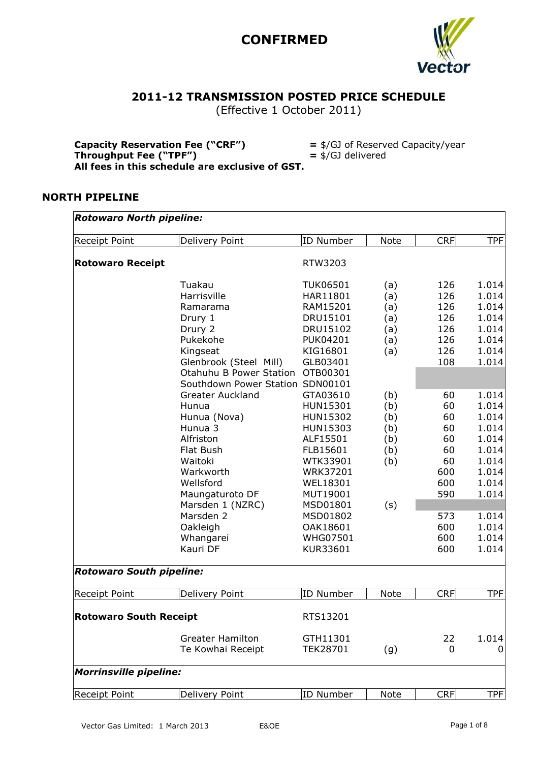# CONFIRMED

## 2011-12 TRANSMISSION POSTED PRICE SCHEDULE

(Effective 1 October 2011)

**Capacity Reservation Fee ("CRF")** = $/GJ of Reserved Capacity/year
**Throughput Fee ("TPF")** = $/GJ delivered
**All fees in this schedule are exclusive of GST.**

## NORTH PIPELINE

***Rotowaro North pipeline:***

| Receipt Point | Delivery Point | ID Number | Note | CRF | TPF |
|---|---|---|---|---|---|
| **Rotowaro Receipt** | | RTW3203 | | | |
| | Tuakau | TUK06501 | (a) | 126 | 1.014 |
| | Harrisville | HAR11801 | (a) | 126 | 1.014 |
| | Ramarama | RAM15201 | (a) | 126 | 1.014 |
| | Drury 1 | DRU15101 | (a) | 126 | 1.014 |
| | Drury 2 | DRU15102 | (a) | 126 | 1.014 |
| | Pukekohe | PUK04201 | (a) | 126 | 1.014 |
| | Kingseat | KIG16801 | (a) | 126 | 1.014 |
| | Glenbrook (Steel Mill) | GLB03401 | | 108 | 1.014 |
| | Otahuhu B Power Station | OTB00301 | | | |
| | Southdown Power Station | SDN00101 | | | |
| | Greater Auckland | GTA03610 | (b) | 60 | 1.014 |
| | Hunua | HUN15301 | (b) | 60 | 1.014 |
| | Hunua (Nova) | HUN15302 | (b) | 60 | 1.014 |
| | Hunua 3 | HUN15303 | (b) | 60 | 1.014 |
| | Alfriston | ALF15501 | (b) | 60 | 1.014 |
| | Flat Bush | FLB15601 | (b) | 60 | 1.014 |
| | Waitoki | WTK33901 | (b) | 60 | 1.014 |
| | Warkworth | WRK37201 | | 600 | 1.014 |
| | Wellsford | WEL18301 | | 600 | 1.014 |
| | Maungaturoto DF | MUT19001 | | 590 | 1.014 |
| | Marsden 1 (NZRC) | MSD01801 | (s) | | |
| | Marsden 2 | MSD01802 | | 573 | 1.014 |
| | Oakleigh | OAK18601 | | 600 | 1.014 |
| | Whangarei | WHG07501 | | 600 | 1.014 |
| | Kauri DF | KUR33601 | | 600 | 1.014 |

***Rotowaro South pipeline:***

| Receipt Point | Delivery Point | ID Number | Note | CRF | TPF |
|---|---|---|---|---|---|
| **Rotowaro South Receipt** | | RTS13201 | | | |
| | Greater Hamilton | GTH11301 | | 22 | 1.014 |
| | Te Kowhai Receipt | TEK28701 | (g) | 0 | 0 |

***Morrinsville pipeline:***

| Receipt Point | Delivery Point | ID Number | Note | CRF | TPF |
|---|---|---|---|---|---|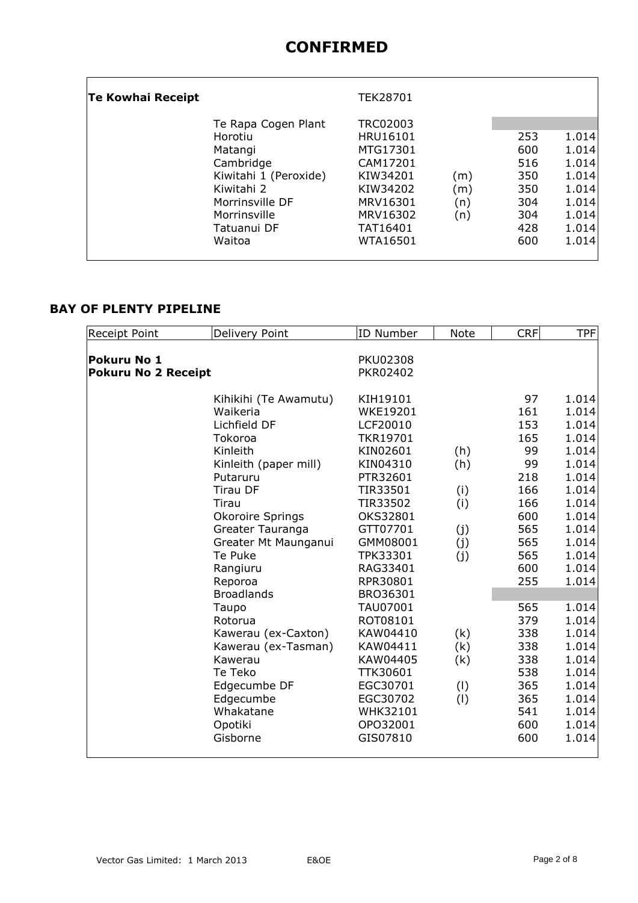# CONFIRMED

| Receipt Point | Delivery Point | ID Number | Note | CRF | TPF |
|---|---|---|---|---|---|
| **Te Kowhai Receipt** | | TEK28701 | | | |
| | Te Rapa Cogen Plant | TRC02003 | | | |
| | Horotiu | HRU16101 | | 253 | 1.014 |
| | Matangi | MTG17301 | | 600 | 1.014 |
| | Cambridge | CAM17201 | | 516 | 1.014 |
| | Kiwitahi 1 (Peroxide) | KIW34201 | (m) | 350 | 1.014 |
| | Kiwitahi 2 | KIW34202 | (m) | 350 | 1.014 |
| | Morrinsville DF | MRV16301 | (n) | 304 | 1.014 |
| | Morrinsville | MRV16302 | (n) | 304 | 1.014 |
| | Tatuanui DF | TAT16401 | | 428 | 1.014 |
| | Waitoa | WTA16501 | | 600 | 1.014 |

## BAY OF PLENTY PIPELINE

| Receipt Point | Delivery Point | ID Number | Note | CRF | TPF |
|---|---|---|---|---|---|
| **Pokuru No 1** | | PKU02308 | | | |
| **Pokuru No 2 Receipt** | | PKR02402 | | | |
| | Kihikihi (Te Awamutu) | KIH19101 | | 97 | 1.014 |
| | Waikeria | WKE19201 | | 161 | 1.014 |
| | Lichfield DF | LCF20010 | | 153 | 1.014 |
| | Tokoroa | TKR19701 | | 165 | 1.014 |
| | Kinleith | KIN02601 | (h) | 99 | 1.014 |
| | Kinleith (paper mill) | KIN04310 | (h) | 99 | 1.014 |
| | Putaruru | PTR32601 | | 218 | 1.014 |
| | Tirau DF | TIR33501 | (i) | 166 | 1.014 |
| | Tirau | TIR33502 | (i) | 166 | 1.014 |
| | Okoroire Springs | OKS32801 | | 600 | 1.014 |
| | Greater Tauranga | GTT07701 | (j) | 565 | 1.014 |
| | Greater Mt Maunganui | GMM08001 | (j) | 565 | 1.014 |
| | Te Puke | TPK33301 | (j) | 565 | 1.014 |
| | Rangiuru | RAG33401 | | 600 | 1.014 |
| | Reporoa | RPR30801 | | 255 | 1.014 |
| | Broadlands | BRO36301 | | | |
| | Taupo | TAU07001 | | 565 | 1.014 |
| | Rotorua | ROT08101 | | 379 | 1.014 |
| | Kawerau (ex-Caxton) | KAW04410 | (k) | 338 | 1.014 |
| | Kawerau (ex-Tasman) | KAW04411 | (k) | 338 | 1.014 |
| | Kawerau | KAW04405 | (k) | 338 | 1.014 |
| | Te Teko | TTK30601 | | 538 | 1.014 |
| | Edgecumbe DF | EGC30701 | (l) | 365 | 1.014 |
| | Edgecumbe | EGC30702 | (l) | 365 | 1.014 |
| | Whakatane | WHK32101 | | 541 | 1.014 |
| | Opotiki | OPO32001 | | 600 | 1.014 |
| | Gisborne | GIS07810 | | 600 | 1.014 |

Vector Gas Limited: 1 March 2013 E&OE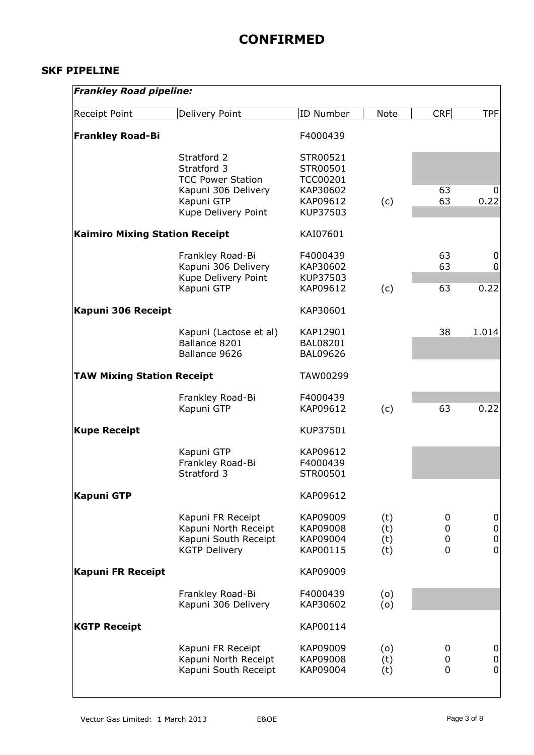# CONFIRMED

## SKF PIPELINE

| *Frankley Road pipeline:* | | | | | |
|---|---|---|---|---|---|
| Receipt Point | Delivery Point | ID Number | Note | CRF | TPF |
| **Frankley Road-Bi** | | F4000439 | | | |
| | Stratford 2 | STR00521 | | | |
| | Stratford 3 | STR00501 | | | |
| | TCC Power Station | TCC00201 | | | |
| | Kapuni 306 Delivery | KAP30602 | | 63 | 0 |
| | Kapuni GTP | KAP09612 | (c) | 63 | 0.22 |
| | Kupe Delivery Point | KUP37503 | | | |
| **Kaimiro Mixing Station Receipt** | | KAI07601 | | | |
| | Frankley Road-Bi | F4000439 | | 63 | 0 |
| | Kapuni 306 Delivery | KAP30602 | | 63 | 0 |
| | Kupe Delivery Point | KUP37503 | | | |
| | Kapuni GTP | KAP09612 | (c) | 63 | 0.22 |
| **Kapuni 306 Receipt** | | KAP30601 | | | |
| | Kapuni (Lactose et al) | KAP12901 | | 38 | 1.014 |
| | Ballance 8201 | BAL08201 | | | |
| | Ballance 9626 | BAL09626 | | | |
| **TAW Mixing Station Receipt** | | TAW00299 | | | |
| | Frankley Road-Bi | F4000439 | | | |
| | Kapuni GTP | KAP09612 | (c) | 63 | 0.22 |
| **Kupe Receipt** | | KUP37501 | | | |
| | Kapuni GTP | KAP09612 | | | |
| | Frankley Road-Bi | F4000439 | | | |
| | Stratford 3 | STR00501 | | | |
| **Kapuni GTP** | | KAP09612 | | | |
| | Kapuni FR Receipt | KAP09009 | (t) | 0 | 0 |
| | Kapuni North Receipt | KAP09008 | (t) | 0 | 0 |
| | Kapuni South Receipt | KAP09004 | (t) | 0 | 0 |
| | KGTP Delivery | KAP00115 | (t) | 0 | 0 |
| **Kapuni FR Receipt** | | KAP09009 | | | |
| | Frankley Road-Bi | F4000439 | (o) | | |
| | Kapuni 306 Delivery | KAP30602 | (o) | | |
| **KGTP Receipt** | | KAP00114 | | | |
| | Kapuni FR Receipt | KAP09009 | (o) | 0 | 0 |
| | Kapuni North Receipt | KAP09008 | (t) | 0 | 0 |
| | Kapuni South Receipt | KAP09004 | (t) | 0 | 0 |

Vector Gas Limited: 1 March 2013 E&OE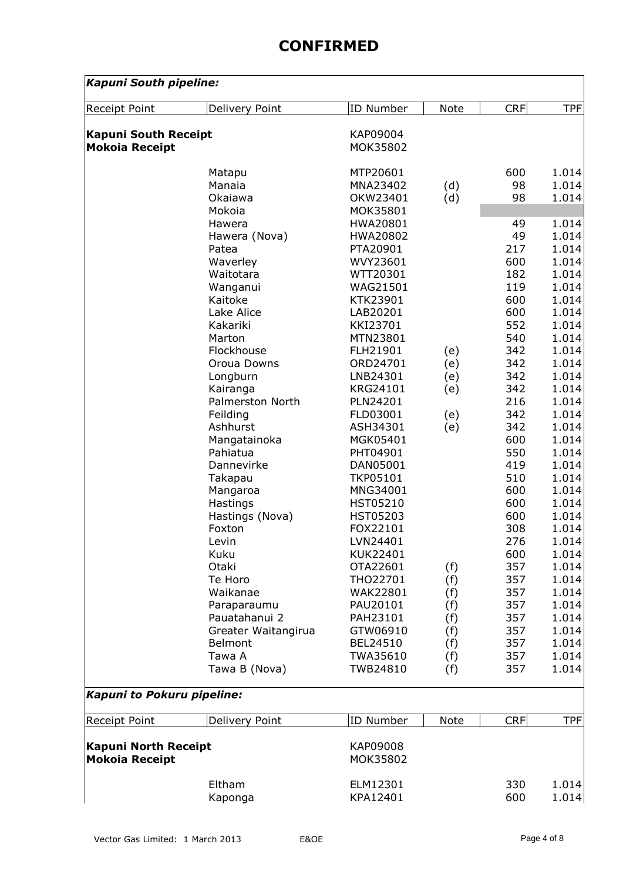# CONFIRMED

***Kapuni South pipeline:***

| Receipt Point | Delivery Point | ID Number | Note | CRF | TPF |
|---|---|---|---|---|---|
| **Kapuni South Receipt** | | KAP09004 | | | |
| **Mokoia Receipt** | | MOK35802 | | | |
| | Matapu | MTP20601 | | 600 | 1.014 |
| | Manaia | MNA23402 | (d) | 98 | 1.014 |
| | Okaiawa | OKW23401 | (d) | 98 | 1.014 |
| | Mokoia | MOK35801 | | | |
| | Hawera | HWA20801 | | 49 | 1.014 |
| | Hawera (Nova) | HWA20802 | | 49 | 1.014 |
| | Patea | PTA20901 | | 217 | 1.014 |
| | Waverley | WVY23601 | | 600 | 1.014 |
| | Waitotara | WTT20301 | | 182 | 1.014 |
| | Wanganui | WAG21501 | | 119 | 1.014 |
| | Kaitoke | KTK23901 | | 600 | 1.014 |
| | Lake Alice | LAB20201 | | 600 | 1.014 |
| | Kakariki | KKI23701 | | 552 | 1.014 |
| | Marton | MTN23801 | | 540 | 1.014 |
| | Flockhouse | FLH21901 | (e) | 342 | 1.014 |
| | Oroua Downs | ORD24701 | (e) | 342 | 1.014 |
| | Longburn | LNB24301 | (e) | 342 | 1.014 |
| | Kairanga | KRG24101 | (e) | 342 | 1.014 |
| | Palmerston North | PLN24201 | | 216 | 1.014 |
| | Feilding | FLD03001 | (e) | 342 | 1.014 |
| | Ashhurst | ASH34301 | (e) | 342 | 1.014 |
| | Mangatainoka | MGK05401 | | 600 | 1.014 |
| | Pahiatua | PHT04901 | | 550 | 1.014 |
| | Dannevirke | DAN05001 | | 419 | 1.014 |
| | Takapau | TKP05101 | | 510 | 1.014 |
| | Mangaroa | MNG34001 | | 600 | 1.014 |
| | Hastings | HST05210 | | 600 | 1.014 |
| | Hastings (Nova) | HST05203 | | 600 | 1.014 |
| | Foxton | FOX22101 | | 308 | 1.014 |
| | Levin | LVN24401 | | 276 | 1.014 |
| | Kuku | KUK22401 | | 600 | 1.014 |
| | Otaki | OTA22601 | (f) | 357 | 1.014 |
| | Te Horo | THO22701 | (f) | 357 | 1.014 |
| | Waikanae | WAK22801 | (f) | 357 | 1.014 |
| | Paraparaumu | PAU20101 | (f) | 357 | 1.014 |
| | Pauatahanui 2 | PAH23101 | (f) | 357 | 1.014 |
| | Greater Waitangirua | GTW06910 | (f) | 357 | 1.014 |
| | Belmont | BEL24510 | (f) | 357 | 1.014 |
| | Tawa A | TWA35610 | (f) | 357 | 1.014 |
| | Tawa B (Nova) | TWB24810 | (f) | 357 | 1.014 |

***Kapuni to Pokuru pipeline:***

| Receipt Point | Delivery Point | ID Number | Note | CRF | TPF |
|---|---|---|---|---|---|
| **Kapuni North Receipt** | | KAP09008 | | | |
| **Mokoia Receipt** | | MOK35802 | | | |
| | Eltham | ELM12301 | | 330 | 1.014 |
| | Kaponga | KPA12401 | | 600 | 1.014 |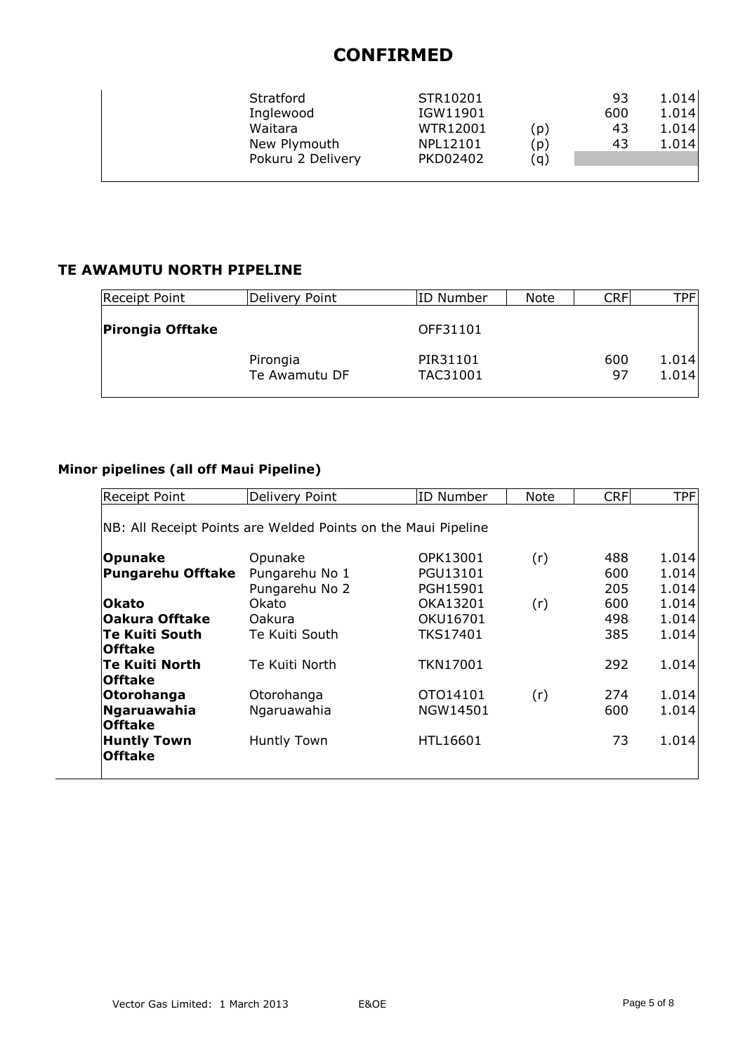# CONFIRMED

| Receipt Point | Delivery Point | ID Number | Note | CRF | TPF |
|---|---|---|---|---|---|
| | Stratford | STR10201 | | 93 | 1.014 |
| | Inglewood | IGW11901 | | 600 | 1.014 |
| | Waitara | WTR12001 | (p) | 43 | 1.014 |
| | New Plymouth | NPL12101 | (p) | 43 | 1.014 |
| | Pokuru 2 Delivery | PKD02402 | (q) | | |

## TE AWAMUTU NORTH PIPELINE

| Receipt Point | Delivery Point | ID Number | Note | CRF | TPF |
|---|---|---|---|---|---|
| **Pirongia Offtake** | | OFF31101 | | | |
| | Pirongia | PIR31101 | | 600 | 1.014 |
| | Te Awamutu DF | TAC31001 | | 97 | 1.014 |

## Minor pipelines (all off Maui Pipeline)

| Receipt Point | Delivery Point | ID Number | Note | CRF | TPF |
|---|---|---|---|---|---|
| NB: All Receipt Points are Welded Points on the Maui Pipeline | | | | | |
| **Opunake** | Opunake | OPK13001 | (r) | 488 | 1.014 |
| **Pungarehu Offtake** | Pungarehu No 1 | PGU13101 | | 600 | 1.014 |
| | Pungarehu No 2 | PGH15901 | | 205 | 1.014 |
| **Okato** | Okato | OKA13201 | (r) | 600 | 1.014 |
| **Oakura Offtake** | Oakura | OKU16701 | | 498 | 1.014 |
| **Te Kuiti South Offtake** | Te Kuiti South | TKS17401 | | 385 | 1.014 |
| **Te Kuiti North Offtake** | Te Kuiti North | TKN17001 | | 292 | 1.014 |
| **Otorohanga** | Otorohanga | OTO14101 | (r) | 274 | 1.014 |
| **Ngaruawahia Offtake** | Ngaruawahia | NGW14501 | | 600 | 1.014 |
| **Huntly Town Offtake** | Huntly Town | HTL16601 | | 73 | 1.014 |

Vector Gas Limited: 1 March 2013 E&OE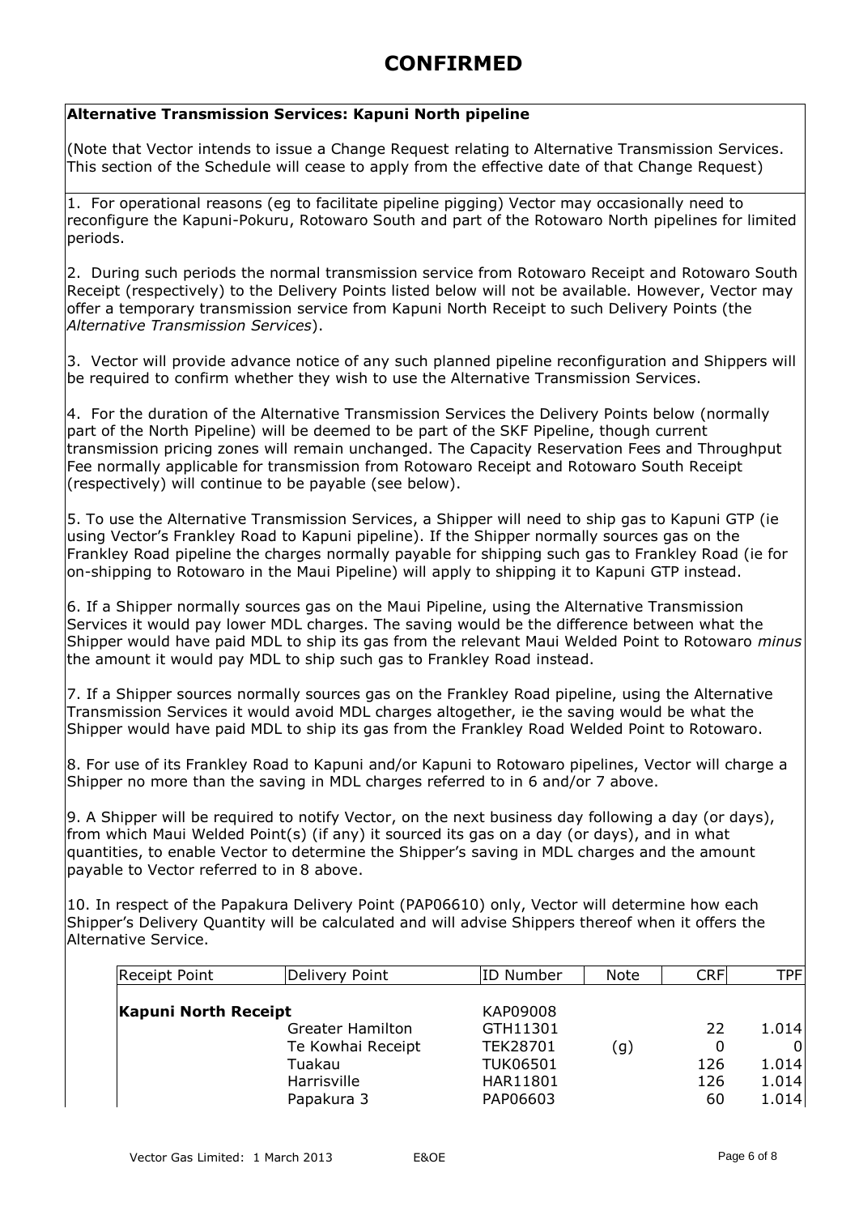# CONFIRMED

**Alternative Transmission Services: Kapuni North pipeline**

(Note that Vector intends to issue a Change Request relating to Alternative Transmission Services. This section of the Schedule will cease to apply from the effective date of that Change Request)

1. For operational reasons (eg to facilitate pipeline pigging) Vector may occasionally need to reconfigure the Kapuni-Pokuru, Rotowaro South and part of the Rotowaro North pipelines for limited periods.

2. During such periods the normal transmission service from Rotowaro Receipt and Rotowaro South Receipt (respectively) to the Delivery Points listed below will not be available. However, Vector may offer a temporary transmission service from Kapuni North Receipt to such Delivery Points (the *Alternative Transmission Services*).

3. Vector will provide advance notice of any such planned pipeline reconfiguration and Shippers will be required to confirm whether they wish to use the Alternative Transmission Services.

4. For the duration of the Alternative Transmission Services the Delivery Points below (normally part of the North Pipeline) will be deemed to be part of the SKF Pipeline, though current transmission pricing zones will remain unchanged. The Capacity Reservation Fees and Throughput Fee normally applicable for transmission from Rotowaro Receipt and Rotowaro South Receipt (respectively) will continue to be payable (see below).

5. To use the Alternative Transmission Services, a Shipper will need to ship gas to Kapuni GTP (ie using Vector's Frankley Road to Kapuni pipeline). If the Shipper normally sources gas on the Frankley Road pipeline the charges normally payable for shipping such gas to Frankley Road (ie for on-shipping to Rotowaro in the Maui Pipeline) will apply to shipping it to Kapuni GTP instead.

6. If a Shipper normally sources gas on the Maui Pipeline, using the Alternative Transmission Services it would pay lower MDL charges. The saving would be the difference between what the Shipper would have paid MDL to ship its gas from the relevant Maui Welded Point to Rotowaro *minus* the amount it would pay MDL to ship such gas to Frankley Road instead.

7. If a Shipper sources normally sources gas on the Frankley Road pipeline, using the Alternative Transmission Services it would avoid MDL charges altogether, ie the saving would be what the Shipper would have paid MDL to ship its gas from the Frankley Road Welded Point to Rotowaro.

8. For use of its Frankley Road to Kapuni and/or Kapuni to Rotowaro pipelines, Vector will charge a Shipper no more than the saving in MDL charges referred to in 6 and/or 7 above.

9. A Shipper will be required to notify Vector, on the next business day following a day (or days), from which Maui Welded Point(s) (if any) it sourced its gas on a day (or days), and in what quantities, to enable Vector to determine the Shipper's saving in MDL charges and the amount payable to Vector referred to in 8 above.

10. In respect of the Papakura Delivery Point (PAP06610) only, Vector will determine how each Shipper's Delivery Quantity will be calculated and will advise Shippers thereof when it offers the Alternative Service.

| Receipt Point | Delivery Point | ID Number | Note | CRF | TPF |
|---|---|---|---|---|---|
| **Kapuni North Receipt** | | KAP09008 | | | |
| | Greater Hamilton | GTH11301 | | 22 | 1.014 |
| | Te Kowhai Receipt | TEK28701 | (g) | 0 | 0 |
| | Tuakau | TUK06501 | | 126 | 1.014 |
| | Harrisville | HAR11801 | | 126 | 1.014 |
| | Papakura 3 | PAP06603 | | 60 | 1.014 |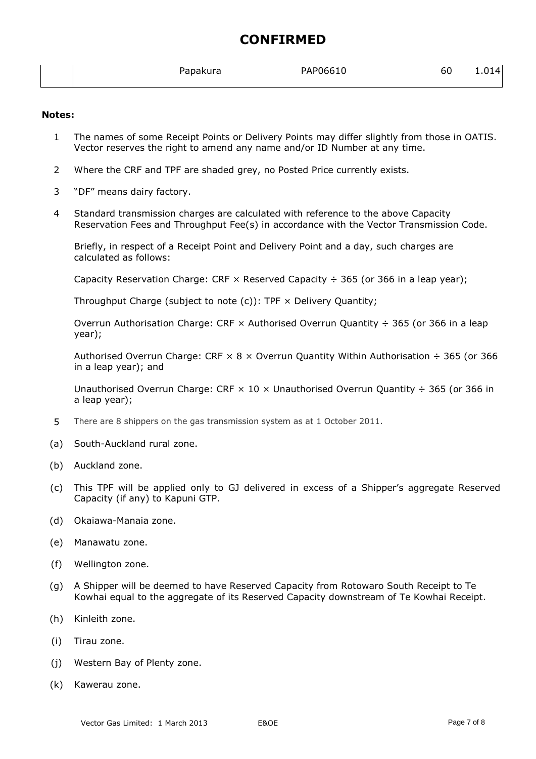# CONFIRMED

| | Papakura | PAP06610 | 60 | 1.014 |
|---|---|---|---|---|

**Notes:**

1. The names of some Receipt Points or Delivery Points may differ slightly from those in OATIS. Vector reserves the right to amend any name and/or ID Number at any time.
2. Where the CRF and TPF are shaded grey, no Posted Price currently exists.
3. "DF" means dairy factory.
4. Standard transmission charges are calculated with reference to the above Capacity Reservation Fees and Throughput Fee(s) in accordance with the Vector Transmission Code.

   Briefly, in respect of a Receipt Point and Delivery Point and a day, such charges are calculated as follows:

   Capacity Reservation Charge: CRF × Reserved Capacity ÷ 365 (or 366 in a leap year);

   Throughput Charge (subject to note (c)): TPF × Delivery Quantity;

   Overrun Authorisation Charge: CRF × Authorised Overrun Quantity ÷ 365 (or 366 in a leap year);

   Authorised Overrun Charge: CRF × 8 × Overrun Quantity Within Authorisation ÷ 365 (or 366 in a leap year); and

   Unauthorised Overrun Charge: CRF × 10 × Unauthorised Overrun Quantity ÷ 365 (or 366 in a leap year);

5. There are 8 shippers on the gas transmission system as at 1 October 2011.

(a) South-Auckland rural zone.

(b) Auckland zone.

(c) This TPF will be applied only to GJ delivered in excess of a Shipper's aggregate Reserved Capacity (if any) to Kapuni GTP.

(d) Okaiawa-Manaia zone.

(e) Manawatu zone.

(f) Wellington zone.

(g) A Shipper will be deemed to have Reserved Capacity from Rotowaro South Receipt to Te Kowhai equal to the aggregate of its Reserved Capacity downstream of Te Kowhai Receipt.

(h) Kinleith zone.

(i) Tirau zone.

(j) Western Bay of Plenty zone.

(k) Kawerau zone.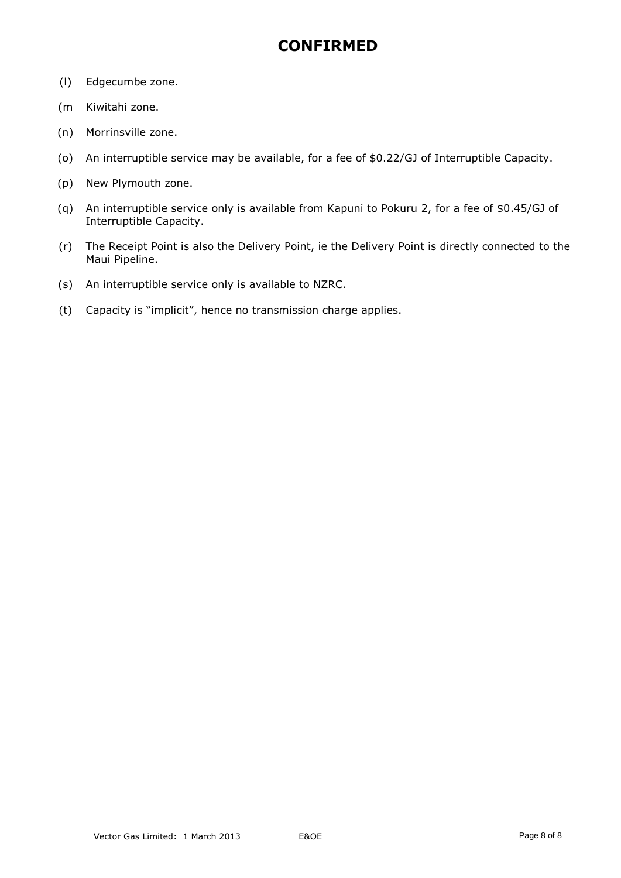# CONFIRMED

(l) Edgecumbe zone.

(m Kiwitahi zone.

(n) Morrinsville zone.

(o) An interruptible service may be available, for a fee of $0.22/GJ of Interruptible Capacity.

(p) New Plymouth zone.

(q) An interruptible service only is available from Kapuni to Pokuru 2, for a fee of $0.45/GJ of Interruptible Capacity.

(r) The Receipt Point is also the Delivery Point, ie the Delivery Point is directly connected to the Maui Pipeline.

(s) An interruptible service only is available to NZRC.

(t) Capacity is "implicit", hence no transmission charge applies.